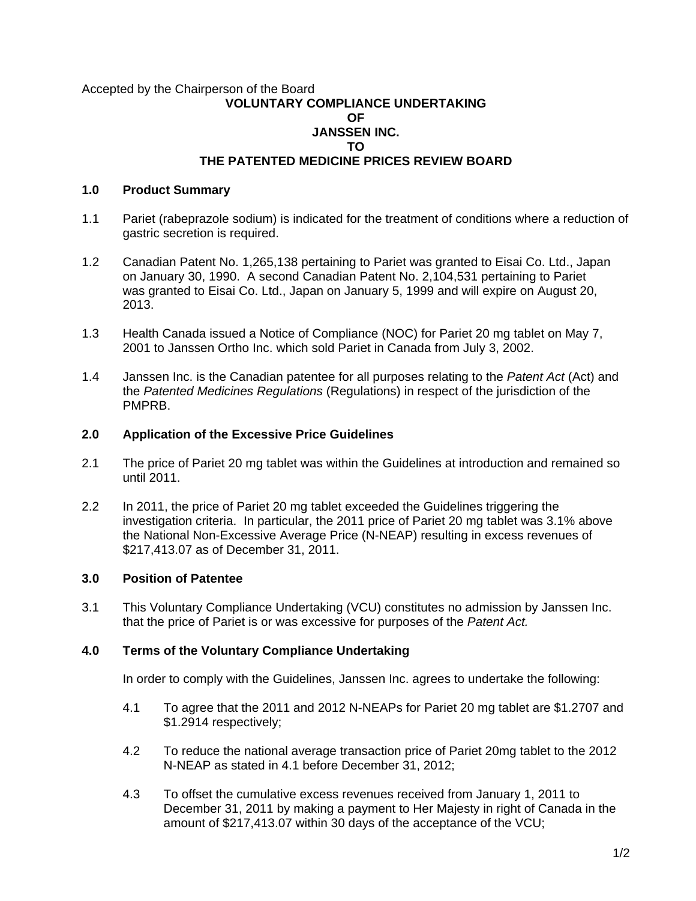Accepted by the Chairperson of the Board

# VOLUNTARY COMPLIANCE UNDERTAKING OF JANSSEN INC. TO THE PATENTED MEDICINE PRICES REVIEW BOARD

## 1.0 Product Summary

1.1 Pariet (rabeprazole sodium) is indicated for the treatment of conditions where a reduction of gastric secretion is required.

1.2 Canadian Patent No. 1,265,138 pertaining to Pariet was granted to Eisai Co. Ltd., Japan on January 30, 1990. A second Canadian Patent No. 2,104,531 pertaining to Pariet was granted to Eisai Co. Ltd., Japan on January 5, 1999 and will expire on August 20, 2013.

1.3 Health Canada issued a Notice of Compliance (NOC) for Pariet 20 mg tablet on May 7, 2001 to Janssen Ortho Inc. which sold Pariet in Canada from July 3, 2002.

1.4 Janssen Inc. is the Canadian patentee for all purposes relating to the *Patent Act* (Act) and the *Patented Medicines Regulations* (Regulations) in respect of the jurisdiction of the PMPRB.

## 2.0 Application of the Excessive Price Guidelines

2.1 The price of Pariet 20 mg tablet was within the Guidelines at introduction and remained so until 2011.

2.2 In 2011, the price of Pariet 20 mg tablet exceeded the Guidelines triggering the investigation criteria. In particular, the 2011 price of Pariet 20 mg tablet was 3.1% above the National Non-Excessive Average Price (N-NEAP) resulting in excess revenues of $217,413.07 as of December 31, 2011.

## 3.0 Position of Patentee

3.1 This Voluntary Compliance Undertaking (VCU) constitutes no admission by Janssen Inc. that the price of Pariet is or was excessive for purposes of the *Patent Act.*

## 4.0 Terms of the Voluntary Compliance Undertaking

In order to comply with the Guidelines, Janssen Inc. agrees to undertake the following:

4.1 To agree that the 2011 and 2012 N-NEAPs for Pariet 20 mg tablet are $1.2707 and $1.2914 respectively;

4.2 To reduce the national average transaction price of Pariet 20mg tablet to the 2012 N-NEAP as stated in 4.1 before December 31, 2012;

4.3 To offset the cumulative excess revenues received from January 1, 2011 to December 31, 2011 by making a payment to Her Majesty in right of Canada in the amount of $217,413.07 within 30 days of the acceptance of the VCU;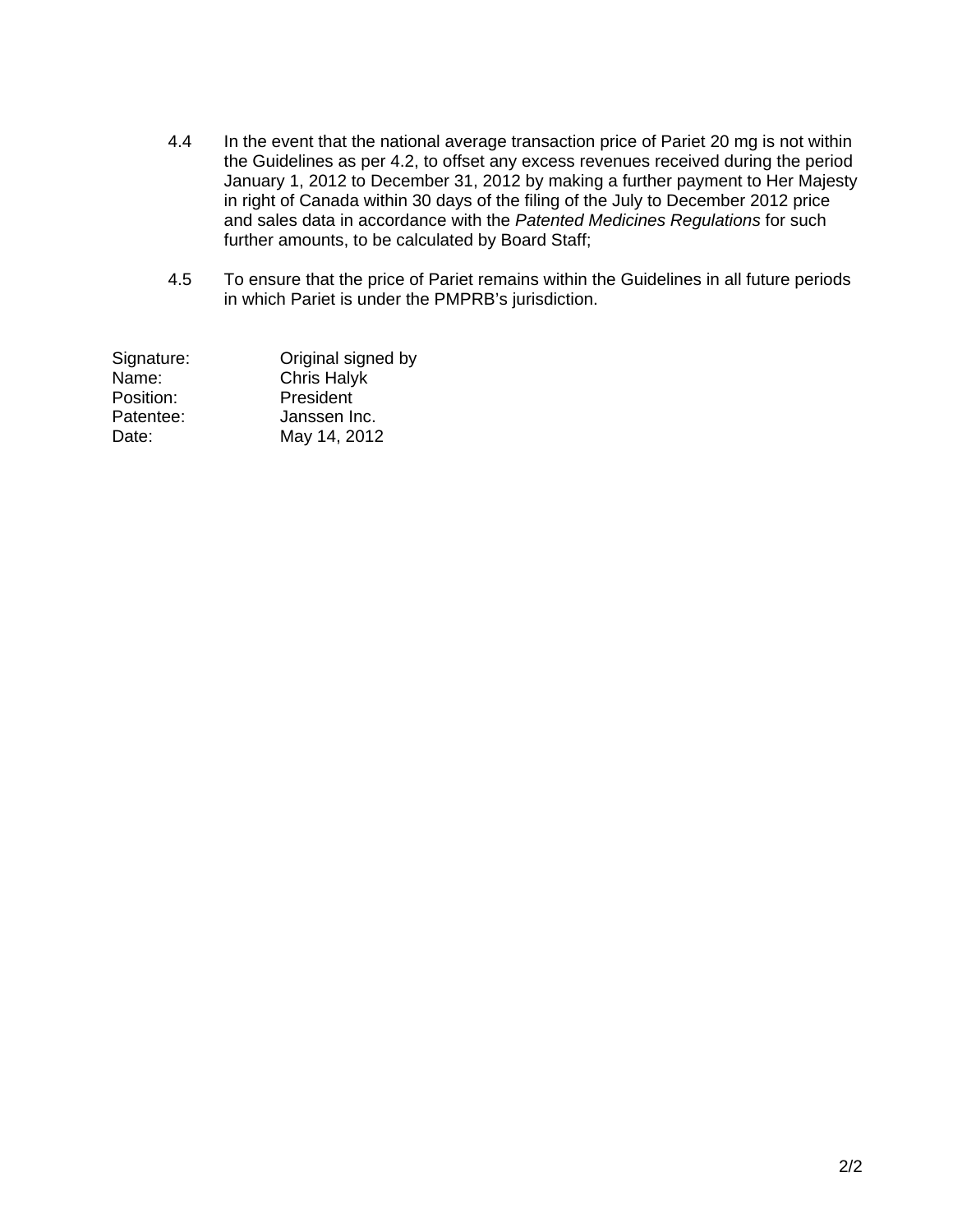4.4 In the event that the national average transaction price of Pariet 20 mg is not within the Guidelines as per 4.2, to offset any excess revenues received during the period January 1, 2012 to December 31, 2012 by making a further payment to Her Majesty in right of Canada within 30 days of the filing of the July to December 2012 price and sales data in accordance with the *Patented Medicines Regulations* for such further amounts, to be calculated by Board Staff;

4.5 To ensure that the price of Pariet remains within the Guidelines in all future periods in which Pariet is under the PMPRB's jurisdiction.

| | |
|---|---|
| Signature: | Original signed by |
| Name: | Chris Halyk |
| Position: | President |
| Patentee: | Janssen Inc. |
| Date: | May 14, 2012 |